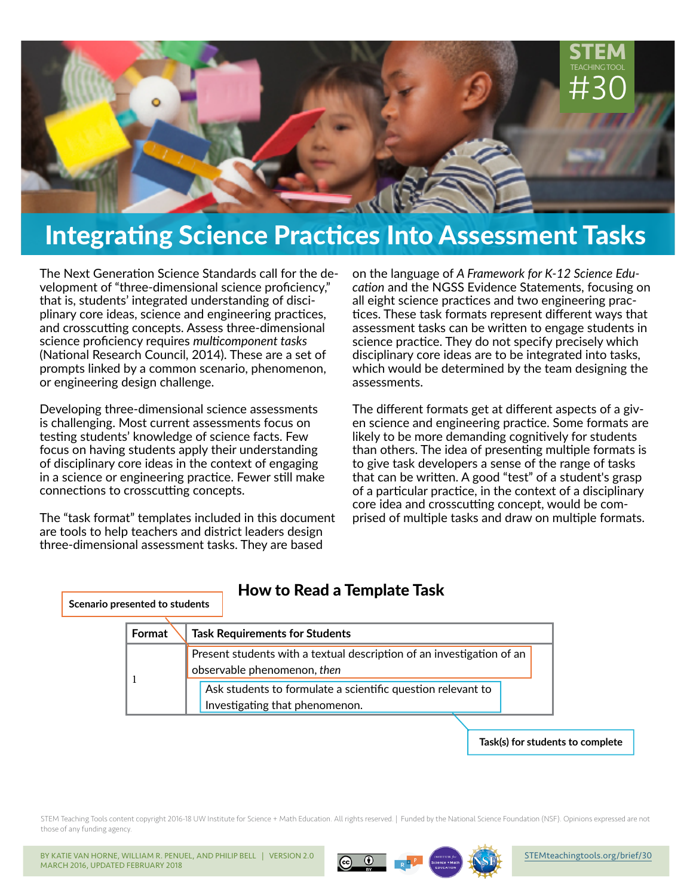STEM TEACHING TOOL #30

# Integrating Science Practices Into Assessment Tasks

The Next Generation Science Standards call for the development of "three-dimensional science proficiency," that is, students' integrated understanding of disciplinary core ideas, science and engineering practices, and crosscutting concepts. Assess three-dimensional science proficiency requires *multicomponent tasks* (National Research Council, 2014). These are a set of prompts linked by a common scenario, phenomenon, or engineering design challenge.

Developing three-dimensional science assessments is challenging. Most current assessments focus on testing students' knowledge of science facts. Few focus on having students apply their understanding of disciplinary core ideas in the context of engaging in a science or engineering practice. Fewer still make connections to crosscutting concepts.

The "task format" templates included in this document are tools to help teachers and district leaders design three-dimensional assessment tasks. They are based on the language of *A Framework for K-12 Science Education* and the NGSS Evidence Statements, focusing on all eight science practices and two engineering practices. These task formats represent different ways that assessment tasks can be written to engage students in science practice. They do not specify precisely which disciplinary core ideas are to be integrated into tasks, which would be determined by the team designing the assessments.

The different formats get at different aspects of a given science and engineering practice. Some formats are likely to be more demanding cognitively for students than others. The idea of presenting multiple formats is to give task developers a sense of the range of tasks that can be written. A good "test" of a student's grasp of a particular practice, in the context of a disciplinary core idea and crosscutting concept, would be comprised of multiple tasks and draw on multiple formats.

## How to Read a Template Task

**Scenario presented to students**

| Format | Task Requirements for Students |
|---|---|
| 1 | Present students with a textual description of an investigation of an observable phenomenon, *then* Ask students to formulate a scientific question relevant to Investigating that phenomenon. |

**Task(s) for students to complete**

STEM Teaching Tools content copyright 2016-18 UW Institute for Science + Math Education. All rights reserved. | Funded by the National Science Foundation (NSF). Opinions expressed are not those of any funding agency.

BY KATIE VAN HORNE, WILLIAM R. PENUEL, AND PHILIP BELL | VERSION 2.0
MARCH 2016, UPDATED FEBRUARY 2018

STEMteachingtools.org/brief/30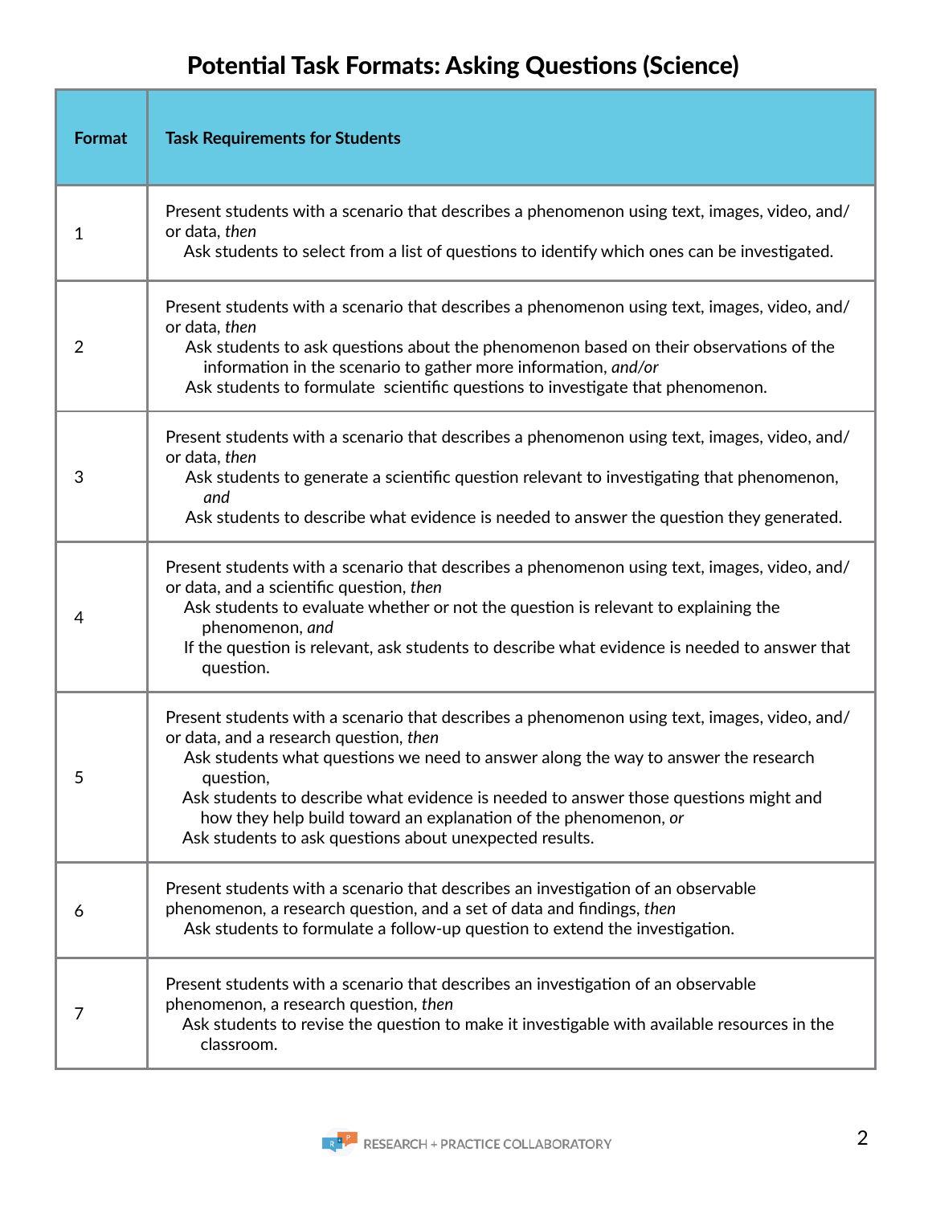# Potential Task Formats: Asking Questions (Science)

| Format | Task Requirements for Students |
|---|---|
| 1 | Present students with a scenario that describes a phenomenon using text, images, video, and/or data, *then*<br>Ask students to select from a list of questions to identify which ones can be investigated. |
| 2 | Present students with a scenario that describes a phenomenon using text, images, video, and/or data, *then*<br>Ask students to ask questions about the phenomenon based on their observations of the information in the scenario to gather more information, *and/or*<br>Ask students to formulate scientific questions to investigate that phenomenon. |
| 3 | Present students with a scenario that describes a phenomenon using text, images, video, and/or data, *then*<br>Ask students to generate a scientific question relevant to investigating that phenomenon, *and*<br>Ask students to describe what evidence is needed to answer the question they generated. |
| 4 | Present students with a scenario that describes a phenomenon using text, images, video, and/or data, and a scientific question, *then*<br>Ask students to evaluate whether or not the question is relevant to explaining the phenomenon, *and*<br>If the question is relevant, ask students to describe what evidence is needed to answer that question. |
| 5 | Present students with a scenario that describes a phenomenon using text, images, video, and/or data, and a research question, *then*<br>Ask students what questions we need to answer along the way to answer the research question,<br>Ask students to describe what evidence is needed to answer those questions might and how they help build toward an explanation of the phenomenon, *or*<br>Ask students to ask questions about unexpected results. |
| 6 | Present students with a scenario that describes an investigation of an observable phenomenon, a research question, and a set of data and findings, *then*<br>Ask students to formulate a follow-up question to extend the investigation. |
| 7 | Present students with a scenario that describes an investigation of an observable phenomenon, a research question, *then*<br>Ask students to revise the question to make it investigable with available resources in the classroom. |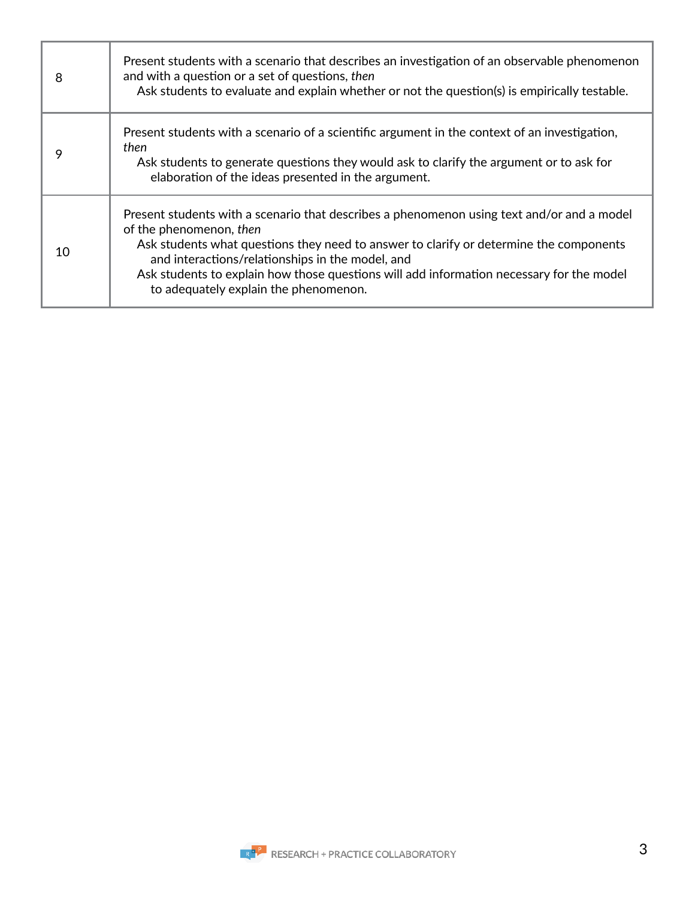| | |
|---|---|
| 8 | Present students with a scenario that describes an investigation of an observable phenomenon and with a question or a set of questions, *then*<br>Ask students to evaluate and explain whether or not the question(s) is empirically testable. |
| 9 | Present students with a scenario of a scientific argument in the context of an investigation, *then*<br>Ask students to generate questions they would ask to clarify the argument or to ask for elaboration of the ideas presented in the argument. |
| 10 | Present students with a scenario that describes a phenomenon using text and/or and a model of the phenomenon, *then*<br>Ask students what questions they need to answer to clarify or determine the components and interactions/relationships in the model, and<br>Ask students to explain how those questions will add information necessary for the model to adequately explain the phenomenon. |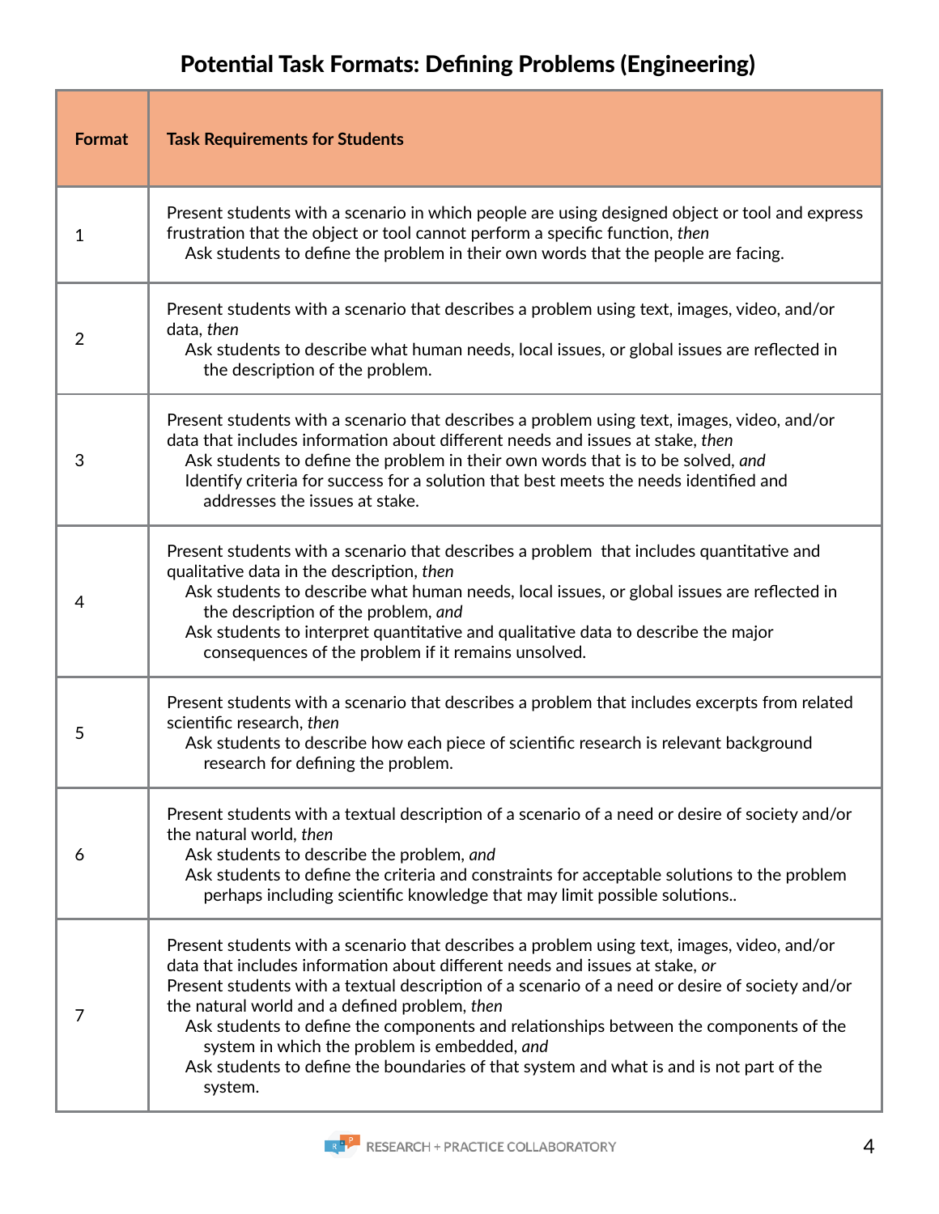# Potential Task Formats: Defining Problems (Engineering)

| Format | Task Requirements for Students |
|---|---|
| 1 | Present students with a scenario in which people are using designed object or tool and express frustration that the object or tool cannot perform a specific function, *then*<br>Ask students to define the problem in their own words that the people are facing. |
| 2 | Present students with a scenario that describes a problem using text, images, video, and/or data, *then*<br>Ask students to describe what human needs, local issues, or global issues are reflected in the description of the problem. |
| 3 | Present students with a scenario that describes a problem using text, images, video, and/or data that includes information about different needs and issues at stake, *then*<br>Ask students to define the problem in their own words that is to be solved, *and*<br>Identify criteria for success for a solution that best meets the needs identified and addresses the issues at stake. |
| 4 | Present students with a scenario that describes a problem that includes quantitative and qualitative data in the description, *then*<br>Ask students to describe what human needs, local issues, or global issues are reflected in the description of the problem, *and*<br>Ask students to interpret quantitative and qualitative data to describe the major consequences of the problem if it remains unsolved. |
| 5 | Present students with a scenario that describes a problem that includes excerpts from related scientific research, *then*<br>Ask students to describe how each piece of scientific research is relevant background research for defining the problem. |
| 6 | Present students with a textual description of a scenario of a need or desire of society and/or the natural world, *then*<br>Ask students to describe the problem, *and*<br>Ask students to define the criteria and constraints for acceptable solutions to the problem perhaps including scientific knowledge that may limit possible solutions.. |
| 7 | Present students with a scenario that describes a problem using text, images, video, and/or data that includes information about different needs and issues at stake, *or*<br>Present students with a textual description of a scenario of a need or desire of society and/or the natural world and a defined problem, *then*<br>Ask students to define the components and relationships between the components of the system in which the problem is embedded, *and*<br>Ask students to define the boundaries of that system and what is and is not part of the system. |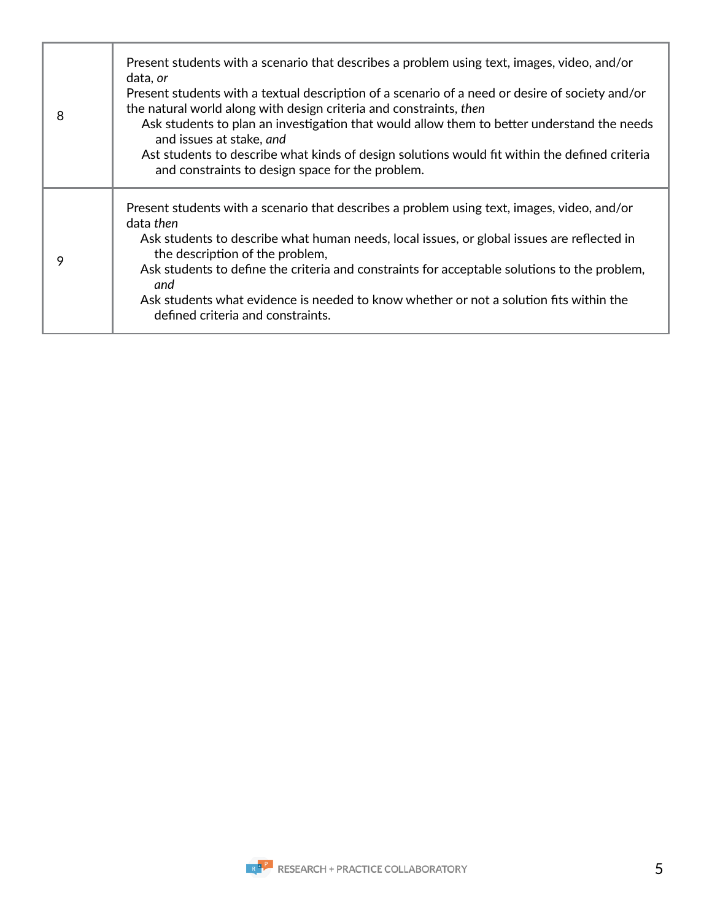| | |
|---|---|
| 8 | Present students with a scenario that describes a problem using text, images, video, and/or data, *or*<br>Present students with a textual description of a scenario of a need or desire of society and/or the natural world along with design criteria and constraints, *then*<br>Ask students to plan an investigation that would allow them to better understand the needs and issues at stake, *and*<br>Ast students to describe what kinds of design solutions would fit within the defined criteria and constraints to design space for the problem. |
| 9 | Present students with a scenario that describes a problem using text, images, video, and/or data *then*<br>Ask students to describe what human needs, local issues, or global issues are reflected in the description of the problem,<br>Ask students to define the criteria and constraints for acceptable solutions to the problem, *and*<br>Ask students what evidence is needed to know whether or not a solution fits within the defined criteria and constraints. |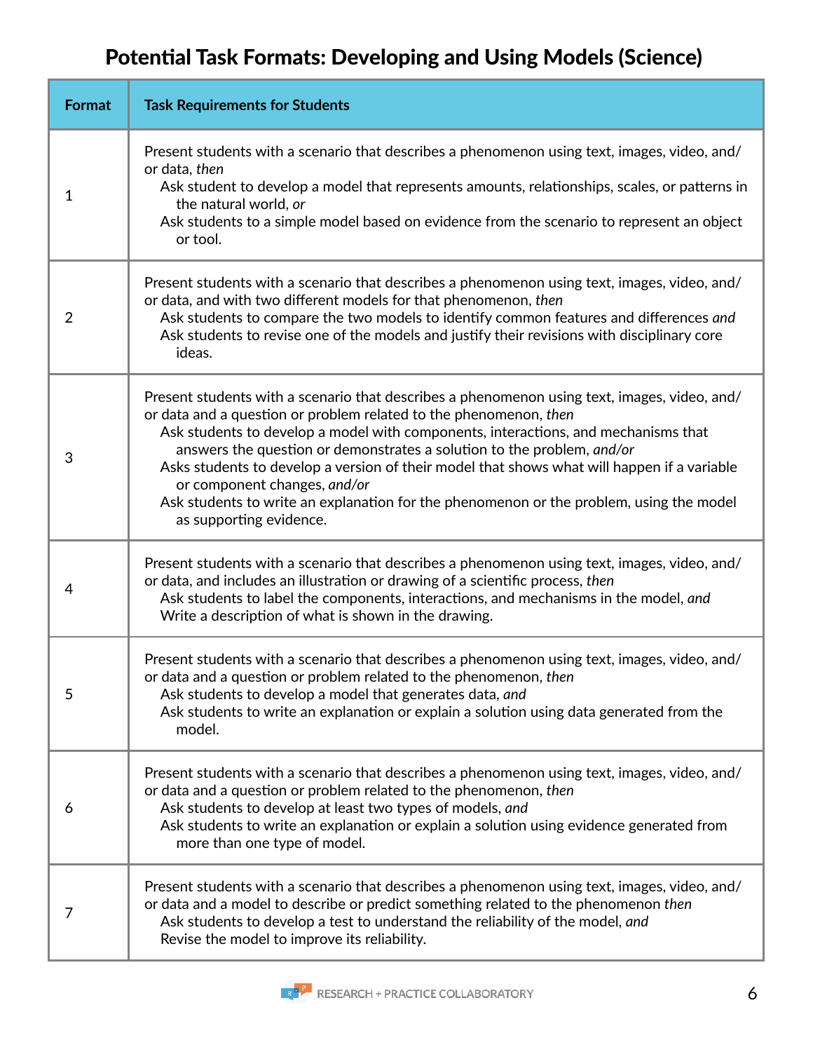# Potential Task Formats: Developing and Using Models (Science)

| Format | Task Requirements for Students |
|---|---|
| 1 | Present students with a scenario that describes a phenomenon using text, images, video, and/or data, *then*<br>Ask student to develop a model that represents amounts, relationships, scales, or patterns in the natural world, *or*<br>Ask students to a simple model based on evidence from the scenario to represent an object or tool. |
| 2 | Present students with a scenario that describes a phenomenon using text, images, video, and/or data, and with two different models for that phenomenon, *then*<br>Ask students to compare the two models to identify common features and differences *and*<br>Ask students to revise one of the models and justify their revisions with disciplinary core ideas. |
| 3 | Present students with a scenario that describes a phenomenon using text, images, video, and/or data and a question or problem related to the phenomenon, *then*<br>Ask students to develop a model with components, interactions, and mechanisms that answers the question or demonstrates a solution to the problem, *and/or*<br>Asks students to develop a version of their model that shows what will happen if a variable or component changes, *and/or*<br>Ask students to write an explanation for the phenomenon or the problem, using the model as supporting evidence. |
| 4 | Present students with a scenario that describes a phenomenon using text, images, video, and/or data, and includes an illustration or drawing of a scientific process, *then*<br>Ask students to label the components, interactions, and mechanisms in the model, *and*<br>Write a description of what is shown in the drawing. |
| 5 | Present students with a scenario that describes a phenomenon using text, images, video, and/or data and a question or problem related to the phenomenon, *then*<br>Ask students to develop a model that generates data, *and*<br>Ask students to write an explanation or explain a solution using data generated from the model. |
| 6 | Present students with a scenario that describes a phenomenon using text, images, video, and/or data and a question or problem related to the phenomenon, *then*<br>Ask students to develop at least two types of models, *and*<br>Ask students to write an explanation or explain a solution using evidence generated from more than one type of model. |
| 7 | Present students with a scenario that describes a phenomenon using text, images, video, and/or data and a model to describe or predict something related to the phenomenon *then*<br>Ask students to develop a test to understand the reliability of the model, *and*<br>Revise the model to improve its reliability. |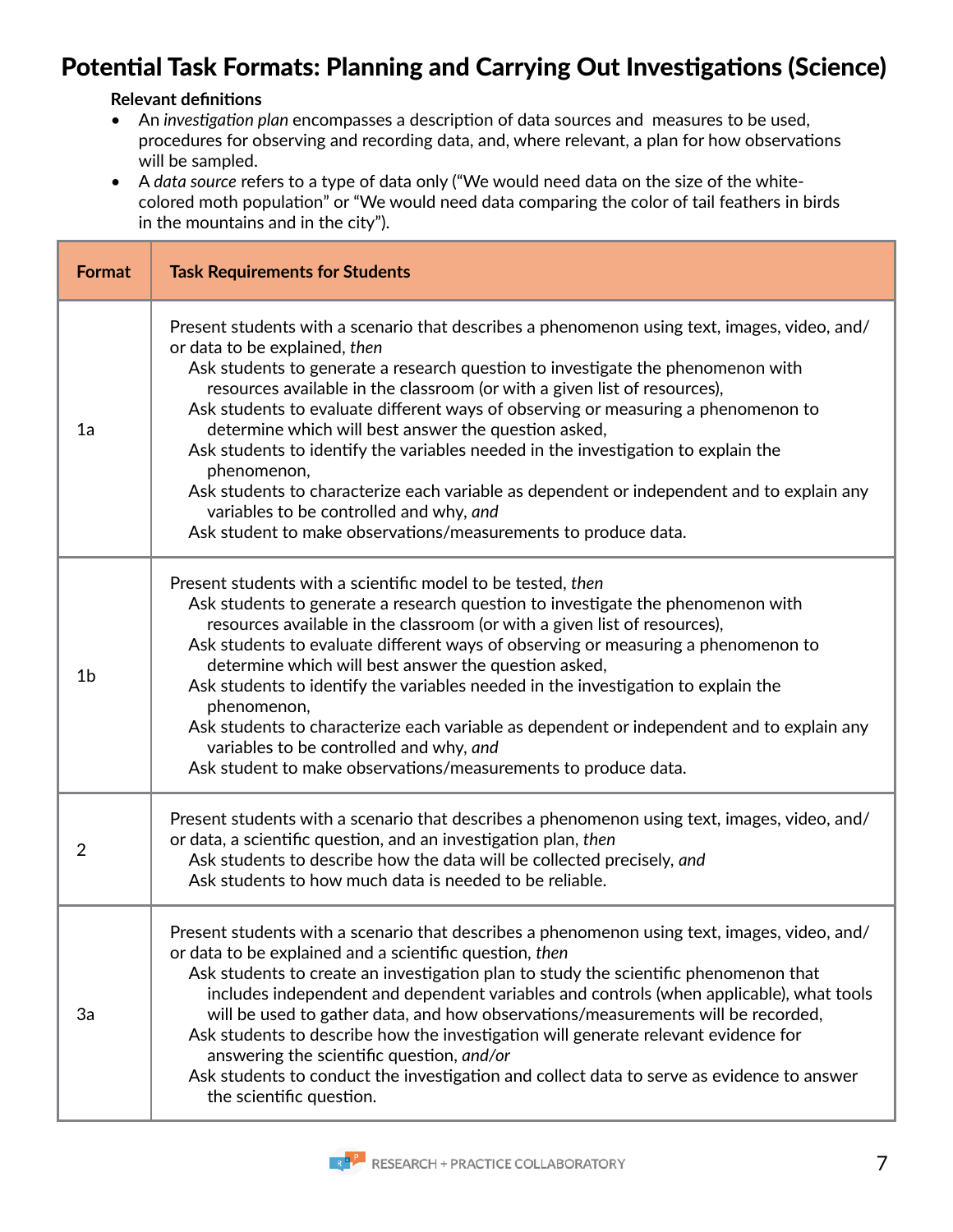# Potential Task Formats: Planning and Carrying Out Investigations (Science)

**Relevant definitions**

- An *investigation plan* encompasses a description of data sources and measures to be used, procedures for observing and recording data, and, where relevant, a plan for how observations will be sampled.
- A *data source* refers to a type of data only ("We would need data on the size of the white-colored moth population" or "We would need data comparing the color of tail feathers in birds in the mountains and in the city").

| Format | Task Requirements for Students |
| --- | --- |
| 1a | Present students with a scenario that describes a phenomenon using text, images, video, and/or data to be explained, *then*<br>Ask students to generate a research question to investigate the phenomenon with resources available in the classroom (or with a given list of resources),<br>Ask students to evaluate different ways of observing or measuring a phenomenon to determine which will best answer the question asked,<br>Ask students to identify the variables needed in the investigation to explain the phenomenon,<br>Ask students to characterize each variable as dependent or independent and to explain any variables to be controlled and why, *and*<br>Ask student to make observations/measurements to produce data. |
| 1b | Present students with a scientific model to be tested, *then*<br>Ask students to generate a research question to investigate the phenomenon with resources available in the classroom (or with a given list of resources),<br>Ask students to evaluate different ways of observing or measuring a phenomenon to determine which will best answer the question asked,<br>Ask students to identify the variables needed in the investigation to explain the phenomenon,<br>Ask students to characterize each variable as dependent or independent and to explain any variables to be controlled and why, *and*<br>Ask student to make observations/measurements to produce data. |
| 2 | Present students with a scenario that describes a phenomenon using text, images, video, and/or data, a scientific question, and an investigation plan, *then*<br>Ask students to describe how the data will be collected precisely, *and*<br>Ask students to how much data is needed to be reliable. |
| 3a | Present students with a scenario that describes a phenomenon using text, images, video, and/or data to be explained and a scientific question, *then*<br>Ask students to create an investigation plan to study the scientific phenomenon that includes independent and dependent variables and controls (when applicable), what tools will be used to gather data, and how observations/measurements will be recorded,<br>Ask students to describe how the investigation will generate relevant evidence for answering the scientific question, *and/or*<br>Ask students to conduct the investigation and collect data to serve as evidence to answer the scientific question. |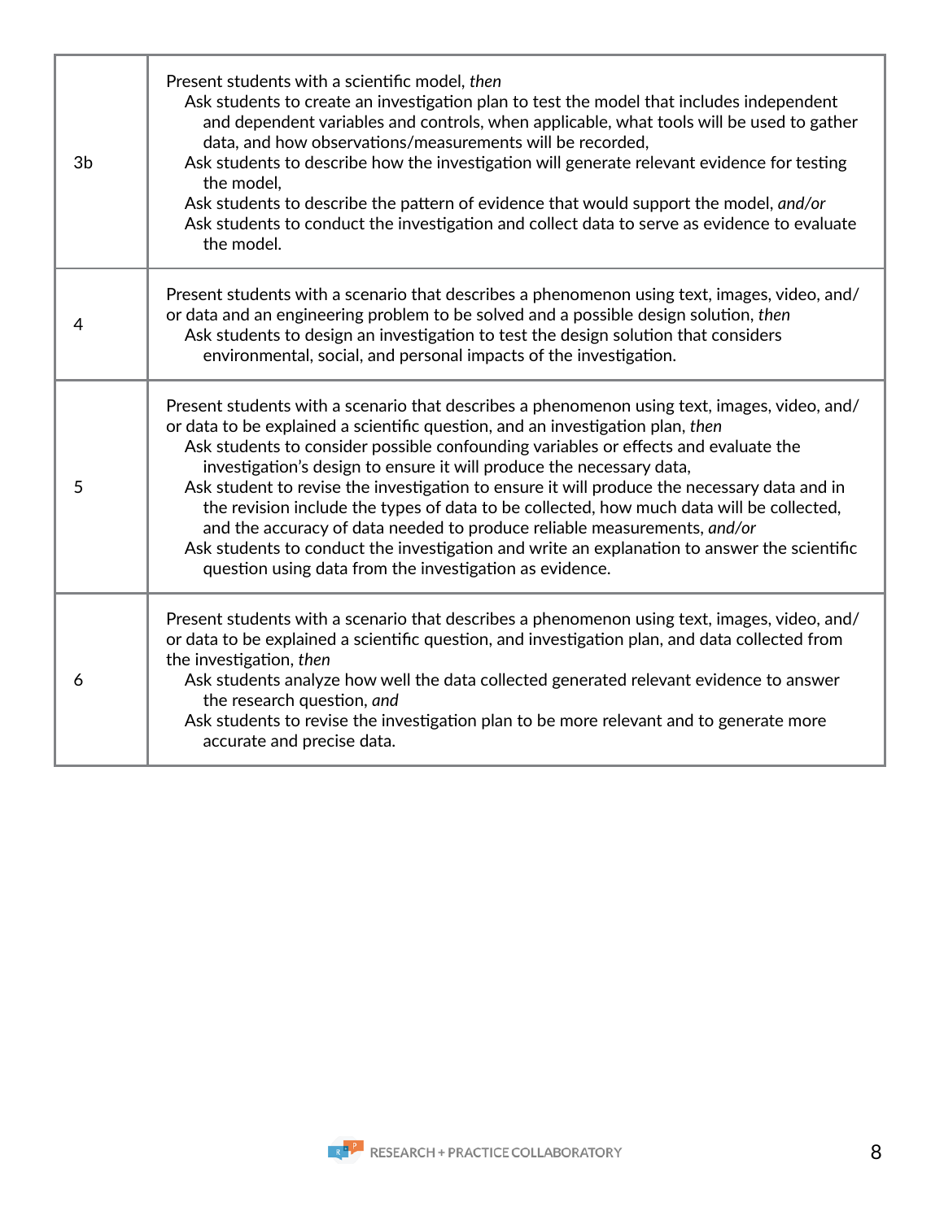| | |
|---|---|
| 3b | Present students with a scientific model, *then*<br>Ask students to create an investigation plan to test the model that includes independent and dependent variables and controls, when applicable, what tools will be used to gather data, and how observations/measurements will be recorded,<br>Ask students to describe how the investigation will generate relevant evidence for testing the model,<br>Ask students to describe the pattern of evidence that would support the model, *and/or*<br>Ask students to conduct the investigation and collect data to serve as evidence to evaluate the model. |
| 4 | Present students with a scenario that describes a phenomenon using text, images, video, and/or data and an engineering problem to be solved and a possible design solution, *then*<br>Ask students to design an investigation to test the design solution that considers environmental, social, and personal impacts of the investigation. |
| 5 | Present students with a scenario that describes a phenomenon using text, images, video, and/or data to be explained a scientific question, and an investigation plan, *then*<br>Ask students to consider possible confounding variables or effects and evaluate the investigation's design to ensure it will produce the necessary data,<br>Ask student to revise the investigation to ensure it will produce the necessary data and in the revision include the types of data to be collected, how much data will be collected, and the accuracy of data needed to produce reliable measurements, *and/or*<br>Ask students to conduct the investigation and write an explanation to answer the scientific question using data from the investigation as evidence. |
| 6 | Present students with a scenario that describes a phenomenon using text, images, video, and/or data to be explained a scientific question, and investigation plan, and data collected from the investigation, *then*<br>Ask students analyze how well the data collected generated relevant evidence to answer the research question, *and*<br>Ask students to revise the investigation plan to be more relevant and to generate more accurate and precise data. |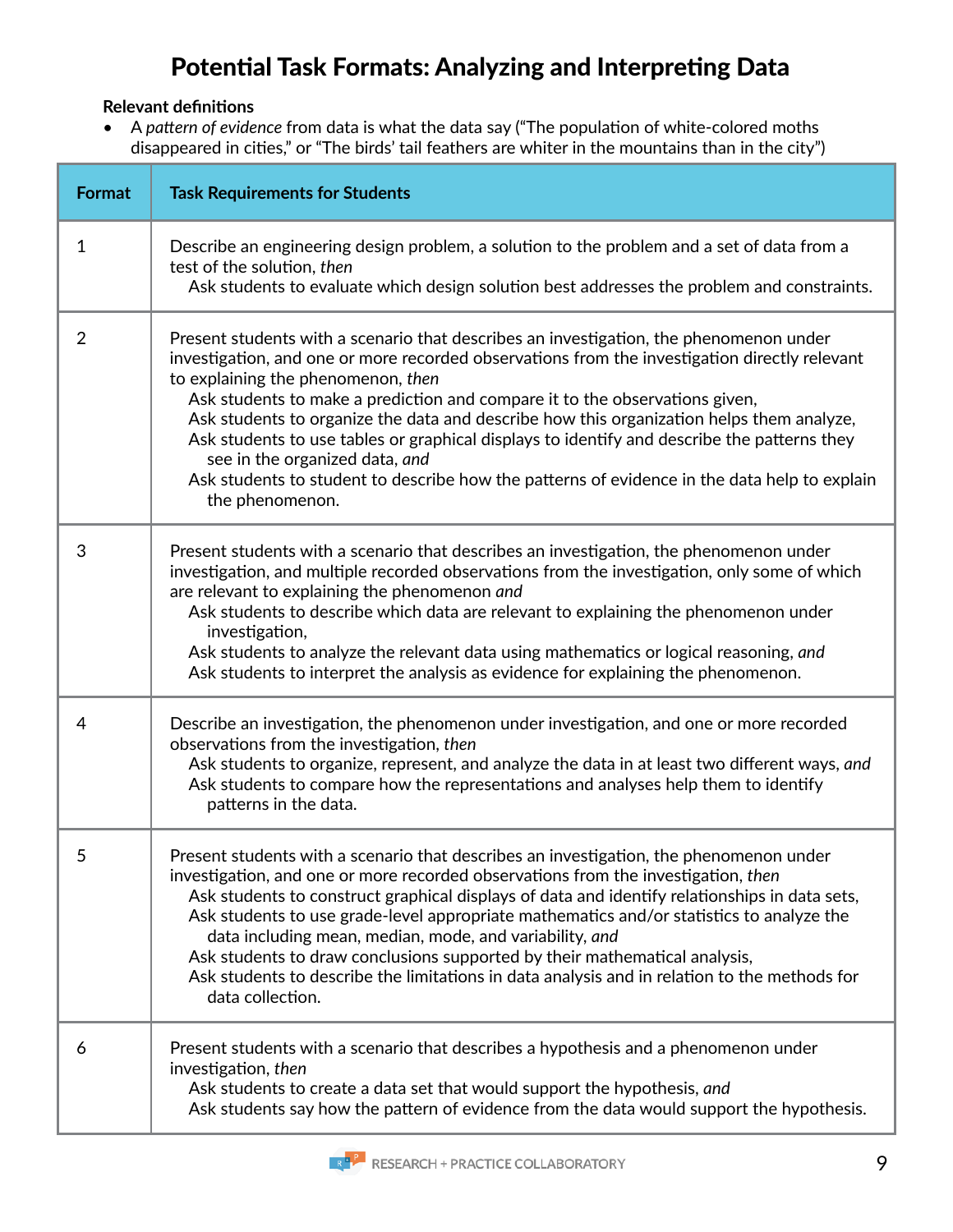# Potential Task Formats: Analyzing and Interpreting Data

**Relevant definitions**

- A *pattern of evidence* from data is what the data say ("The population of white-colored moths disappeared in cities," or "The birds' tail feathers are whiter in the mountains than in the city")

| Format | Task Requirements for Students |
|---|---|
| 1 | Describe an engineering design problem, a solution to the problem and a set of data from a test of the solution, *then*<br>Ask students to evaluate which design solution best addresses the problem and constraints. |
| 2 | Present students with a scenario that describes an investigation, the phenomenon under investigation, and one or more recorded observations from the investigation directly relevant to explaining the phenomenon, *then*<br>Ask students to make a prediction and compare it to the observations given,<br>Ask students to organize the data and describe how this organization helps them analyze,<br>Ask students to use tables or graphical displays to identify and describe the patterns they see in the organized data, *and*<br>Ask students to student to describe how the patterns of evidence in the data help to explain the phenomenon. |
| 3 | Present students with a scenario that describes an investigation, the phenomenon under investigation, and multiple recorded observations from the investigation, only some of which are relevant to explaining the phenomenon *and*<br>Ask students to describe which data are relevant to explaining the phenomenon under investigation,<br>Ask students to analyze the relevant data using mathematics or logical reasoning, *and*<br>Ask students to interpret the analysis as evidence for explaining the phenomenon. |
| 4 | Describe an investigation, the phenomenon under investigation, and one or more recorded observations from the investigation, *then*<br>Ask students to organize, represent, and analyze the data in at least two different ways, *and*<br>Ask students to compare how the representations and analyses help them to identify patterns in the data. |
| 5 | Present students with a scenario that describes an investigation, the phenomenon under investigation, and one or more recorded observations from the investigation, *then*<br>Ask students to construct graphical displays of data and identify relationships in data sets,<br>Ask students to use grade-level appropriate mathematics and/or statistics to analyze the data including mean, median, mode, and variability, *and*<br>Ask students to draw conclusions supported by their mathematical analysis,<br>Ask students to describe the limitations in data analysis and in relation to the methods for data collection. |
| 6 | Present students with a scenario that describes a hypothesis and a phenomenon under investigation, *then*<br>Ask students to create a data set that would support the hypothesis, *and*<br>Ask students say how the pattern of evidence from the data would support the hypothesis. |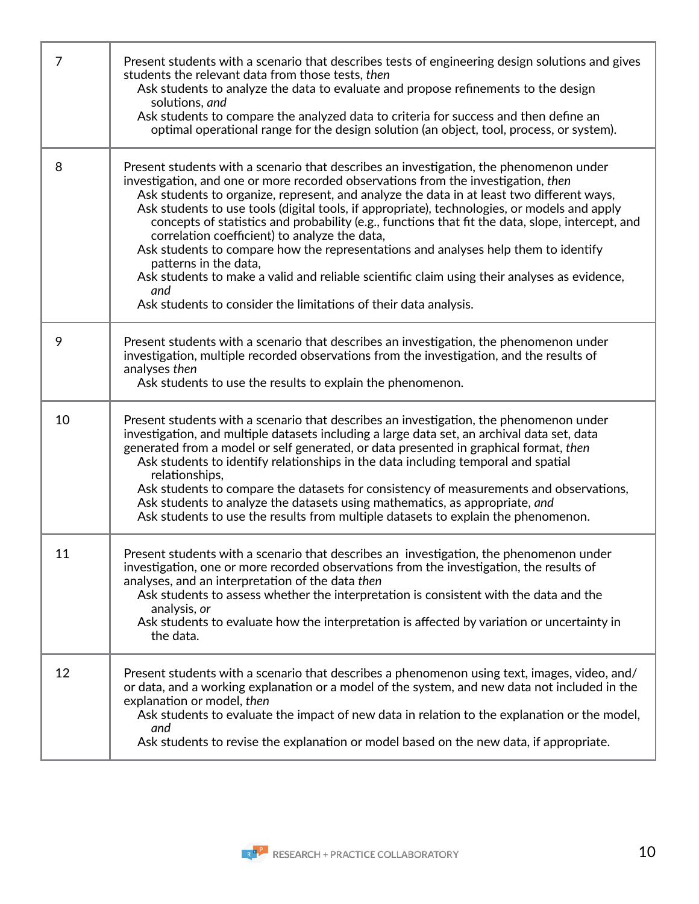| | |
|---|---|
| 7 | Present students with a scenario that describes tests of engineering design solutions and gives students the relevant data from those tests, *then*<br>Ask students to analyze the data to evaluate and propose refinements to the design solutions, *and*<br>Ask students to compare the analyzed data to criteria for success and then define an optimal operational range for the design solution (an object, tool, process, or system). |
| 8 | Present students with a scenario that describes an investigation, the phenomenon under investigation, and one or more recorded observations from the investigation, *then*<br>Ask students to organize, represent, and analyze the data in at least two different ways,<br>Ask students to use tools (digital tools, if appropriate), technologies, or models and apply concepts of statistics and probability (e.g., functions that fit the data, slope, intercept, and correlation coefficient) to analyze the data,<br>Ask students to compare how the representations and analyses help them to identify patterns in the data,<br>Ask students to make a valid and reliable scientific claim using their analyses as evidence, *and*<br>Ask students to consider the limitations of their data analysis. |
| 9 | Present students with a scenario that describes an investigation, the phenomenon under investigation, multiple recorded observations from the investigation, and the results of analyses *then*<br>Ask students to use the results to explain the phenomenon. |
| 10 | Present students with a scenario that describes an investigation, the phenomenon under investigation, and multiple datasets including a large data set, an archival data set, data generated from a model or self generated, or data presented in graphical format, *then*<br>Ask students to identify relationships in the data including temporal and spatial relationships,<br>Ask students to compare the datasets for consistency of measurements and observations,<br>Ask students to analyze the datasets using mathematics, as appropriate, *and*<br>Ask students to use the results from multiple datasets to explain the phenomenon. |
| 11 | Present students with a scenario that describes an investigation, the phenomenon under investigation, one or more recorded observations from the investigation, the results of analyses, and an interpretation of the data *then*<br>Ask students to assess whether the interpretation is consistent with the data and the analysis, *or*<br>Ask students to evaluate how the interpretation is affected by variation or uncertainty in the data. |
| 12 | Present students with a scenario that describes a phenomenon using text, images, video, and/or data, and a working explanation or a model of the system, and new data not included in the explanation or model, *then*<br>Ask students to evaluate the impact of new data in relation to the explanation or the model, *and*<br>Ask students to revise the explanation or model based on the new data, if appropriate. |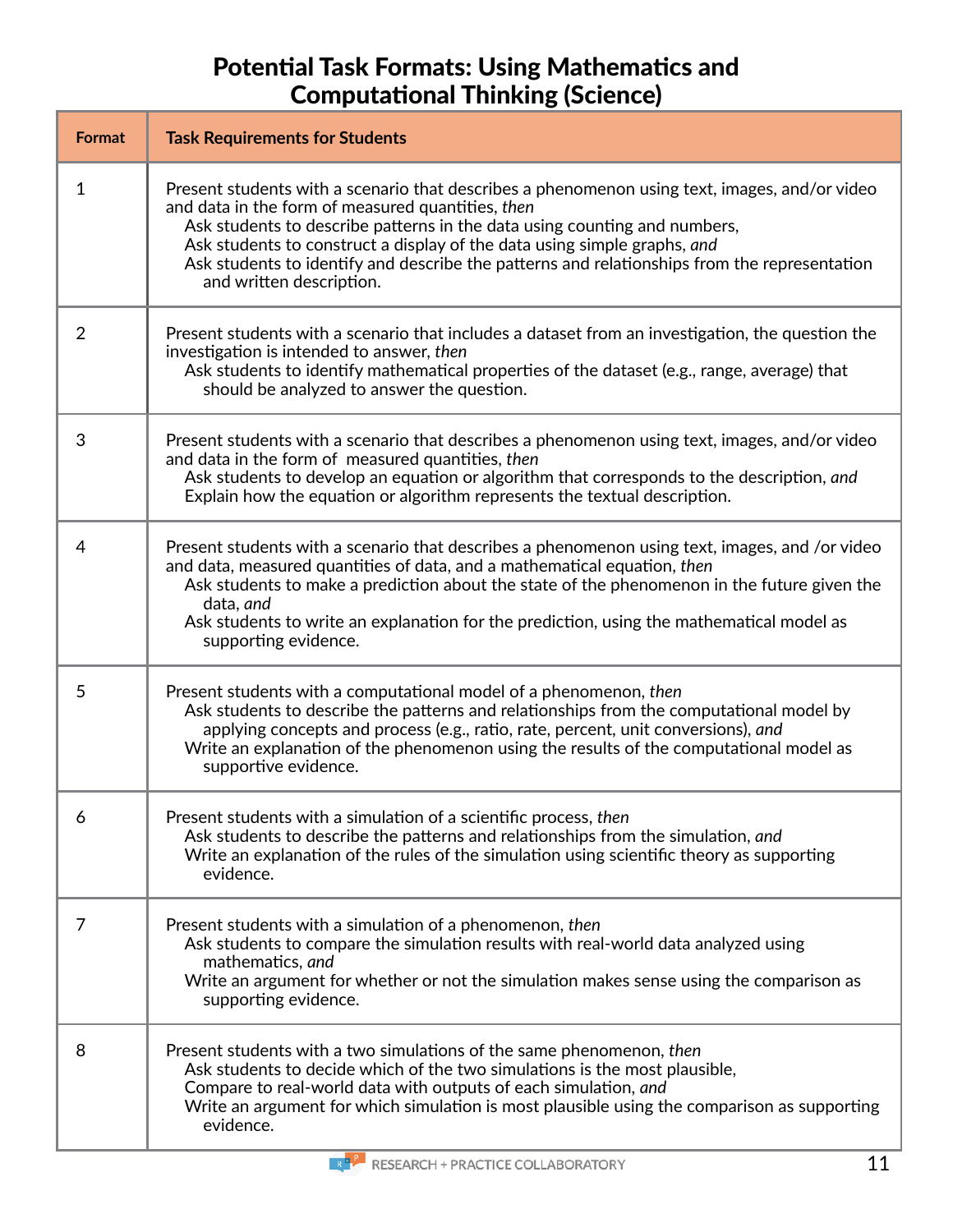# Potential Task Formats: Using Mathematics and Computational Thinking (Science)

| Format | Task Requirements for Students |
|---|---|
| 1 | Present students with a scenario that describes a phenomenon using text, images, and/or video and data in the form of measured quantities, *then*<br>Ask students to describe patterns in the data using counting and numbers,<br>Ask students to construct a display of the data using simple graphs, *and*<br>Ask students to identify and describe the patterns and relationships from the representation and written description. |
| 2 | Present students with a scenario that includes a dataset from an investigation, the question the investigation is intended to answer, *then*<br>Ask students to identify mathematical properties of the dataset (e.g., range, average) that should be analyzed to answer the question. |
| 3 | Present students with a scenario that describes a phenomenon using text, images, and/or video and data in the form of measured quantities, *then*<br>Ask students to develop an equation or algorithm that corresponds to the description, *and*<br>Explain how the equation or algorithm represents the textual description. |
| 4 | Present students with a scenario that describes a phenomenon using text, images, and /or video and data, measured quantities of data, and a mathematical equation, *then*<br>Ask students to make a prediction about the state of the phenomenon in the future given the data, *and*<br>Ask students to write an explanation for the prediction, using the mathematical model as supporting evidence. |
| 5 | Present students with a computational model of a phenomenon, *then*<br>Ask students to describe the patterns and relationships from the computational model by applying concepts and process (e.g., ratio, rate, percent, unit conversions), *and*<br>Write an explanation of the phenomenon using the results of the computational model as supportive evidence. |
| 6 | Present students with a simulation of a scientific process, *then*<br>Ask students to describe the patterns and relationships from the simulation, *and*<br>Write an explanation of the rules of the simulation using scientific theory as supporting evidence. |
| 7 | Present students with a simulation of a phenomenon, *then*<br>Ask students to compare the simulation results with real-world data analyzed using mathematics, *and*<br>Write an argument for whether or not the simulation makes sense using the comparison as supporting evidence. |
| 8 | Present students with a two simulations of the same phenomenon, *then*<br>Ask students to decide which of the two simulations is the most plausible,<br>Compare to real-world data with outputs of each simulation, *and*<br>Write an argument for which simulation is most plausible using the comparison as supporting evidence. |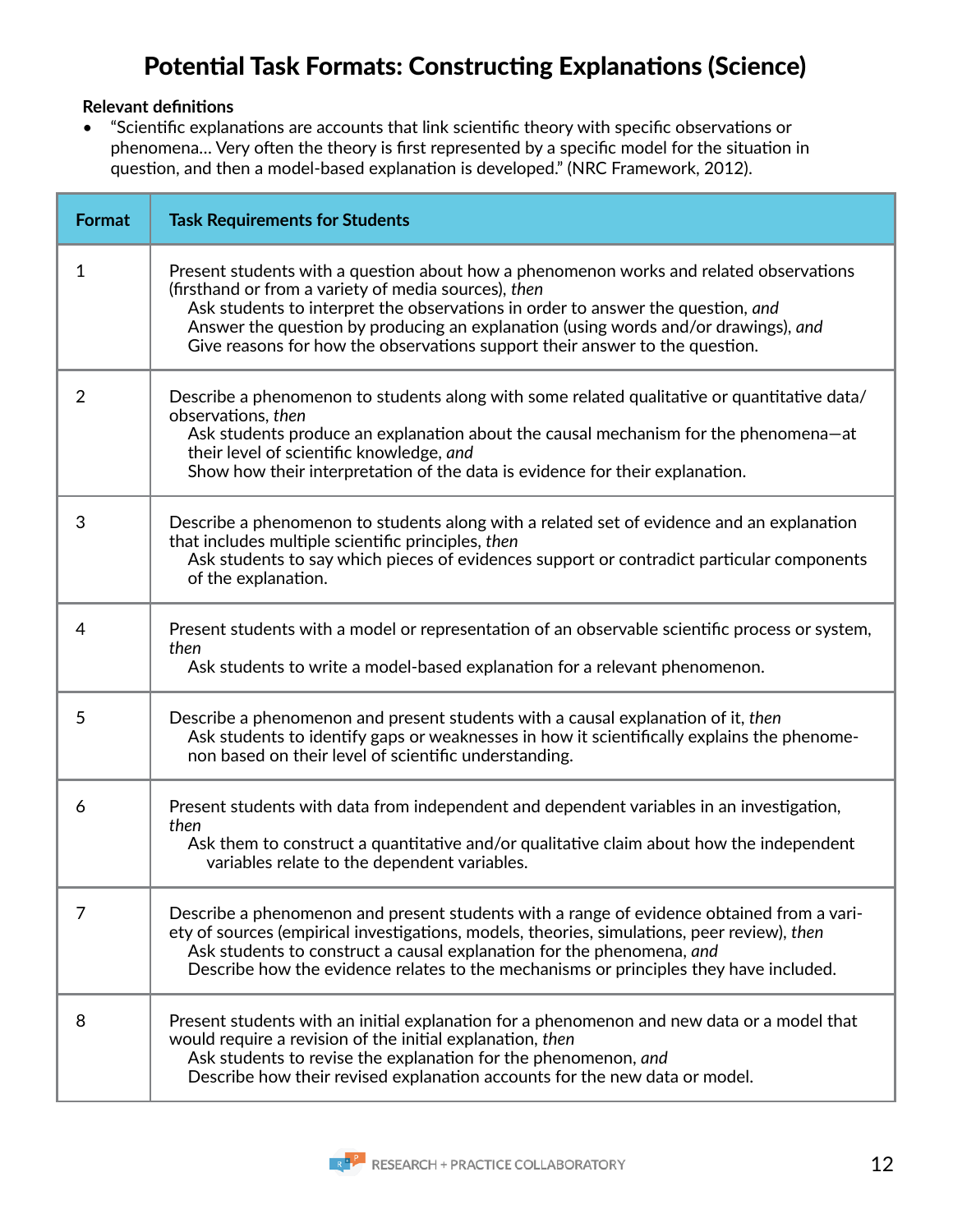# Potential Task Formats: Constructing Explanations (Science)

**Relevant definitions**

- "Scientific explanations are accounts that link scientific theory with specific observations or phenomena... Very often the theory is first represented by a specific model for the situation in question, and then a model-based explanation is developed." (NRC Framework, 2012).

| Format | Task Requirements for Students |
|---|---|
| 1 | Present students with a question about how a phenomenon works and related observations (firsthand or from a variety of media sources), *then*<br>Ask students to interpret the observations in order to answer the question, *and*<br>Answer the question by producing an explanation (using words and/or drawings), *and*<br>Give reasons for how the observations support their answer to the question. |
| 2 | Describe a phenomenon to students along with some related qualitative or quantitative data/observations, *then*<br>Ask students produce an explanation about the causal mechanism for the phenomena—at their level of scientific knowledge, *and*<br>Show how their interpretation of the data is evidence for their explanation. |
| 3 | Describe a phenomenon to students along with a related set of evidence and an explanation that includes multiple scientific principles, *then*<br>Ask students to say which pieces of evidences support or contradict particular components of the explanation. |
| 4 | Present students with a model or representation of an observable scientific process or system, *then*<br>Ask students to write a model-based explanation for a relevant phenomenon. |
| 5 | Describe a phenomenon and present students with a causal explanation of it, *then*<br>Ask students to identify gaps or weaknesses in how it scientifically explains the phenomenon based on their level of scientific understanding. |
| 6 | Present students with data from independent and dependent variables in an investigation, *then*<br>Ask them to construct a quantitative and/or qualitative claim about how the independent variables relate to the dependent variables. |
| 7 | Describe a phenomenon and present students with a range of evidence obtained from a variety of sources (empirical investigations, models, theories, simulations, peer review), *then*<br>Ask students to construct a causal explanation for the phenomena, *and*<br>Describe how the evidence relates to the mechanisms or principles they have included. |
| 8 | Present students with an initial explanation for a phenomenon and new data or a model that would require a revision of the initial explanation, *then*<br>Ask students to revise the explanation for the phenomenon, *and*<br>Describe how their revised explanation accounts for the new data or model. |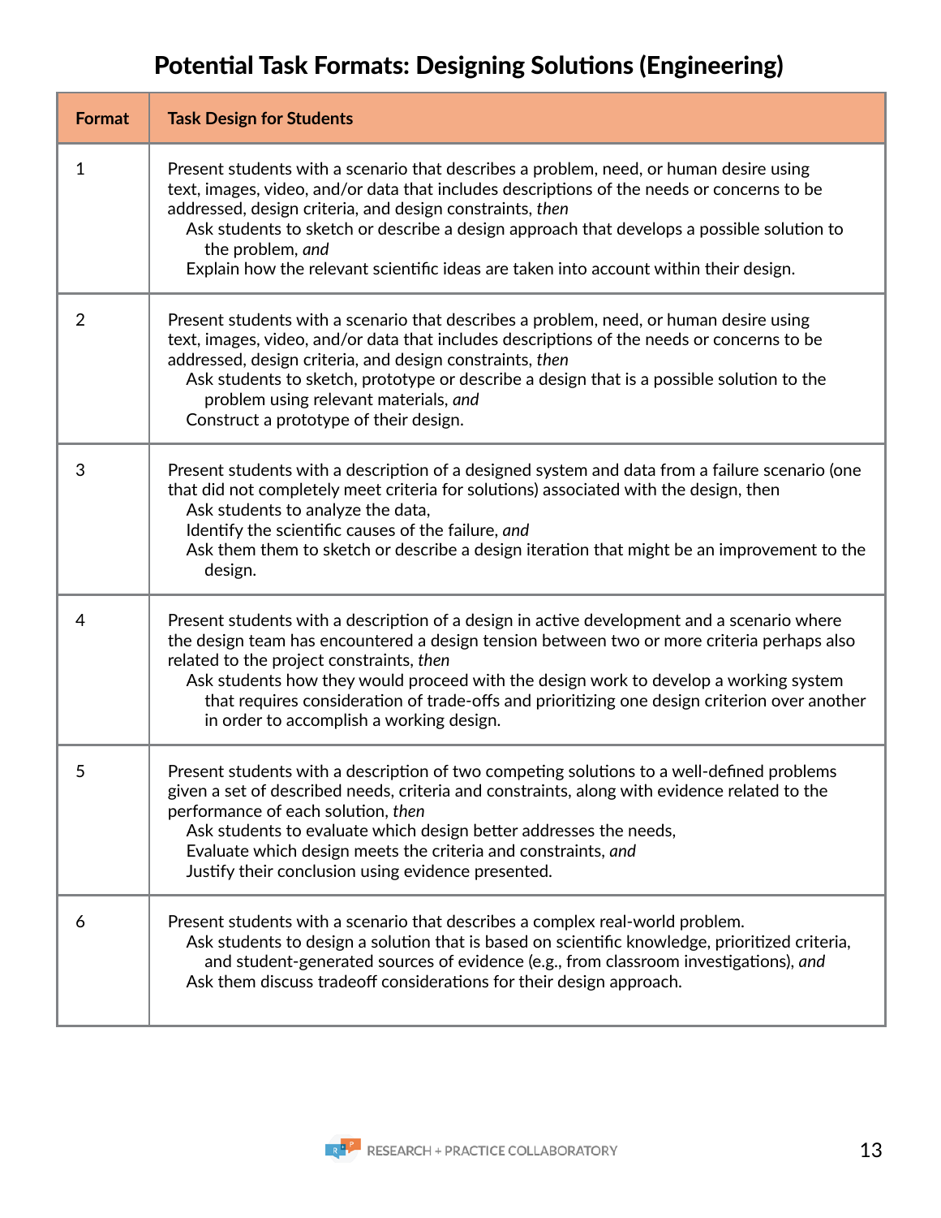# Potential Task Formats: Designing Solutions (Engineering)

| Format | Task Design for Students |
|---|---|
| 1 | Present students with a scenario that describes a problem, need, or human desire using text, images, video, and/or data that includes descriptions of the needs or concerns to be addressed, design criteria, and design constraints, *then*<br>Ask students to sketch or describe a design approach that develops a possible solution to the problem, *and*<br>Explain how the relevant scientific ideas are taken into account within their design. |
| 2 | Present students with a scenario that describes a problem, need, or human desire using text, images, video, and/or data that includes descriptions of the needs or concerns to be addressed, design criteria, and design constraints, *then*<br>Ask students to sketch, prototype or describe a design that is a possible solution to the problem using relevant materials, *and*<br>Construct a prototype of their design. |
| 3 | Present students with a description of a designed system and data from a failure scenario (one that did not completely meet criteria for solutions) associated with the design, then<br>Ask students to analyze the data,<br>Identify the scientific causes of the failure, *and*<br>Ask them them to sketch or describe a design iteration that might be an improvement to the design. |
| 4 | Present students with a description of a design in active development and a scenario where the design team has encountered a design tension between two or more criteria perhaps also related to the project constraints, *then*<br>Ask students how they would proceed with the design work to develop a working system that requires consideration of trade-offs and prioritizing one design criterion over another in order to accomplish a working design. |
| 5 | Present students with a description of two competing solutions to a well-defined problems given a set of described needs, criteria and constraints, along with evidence related to the performance of each solution, *then*<br>Ask students to evaluate which design better addresses the needs,<br>Evaluate which design meets the criteria and constraints, *and*<br>Justify their conclusion using evidence presented. |
| 6 | Present students with a scenario that describes a complex real-world problem.<br>Ask students to design a solution that is based on scientific knowledge, prioritized criteria, and student-generated sources of evidence (e.g., from classroom investigations), *and*<br>Ask them discuss tradeoff considerations for their design approach. |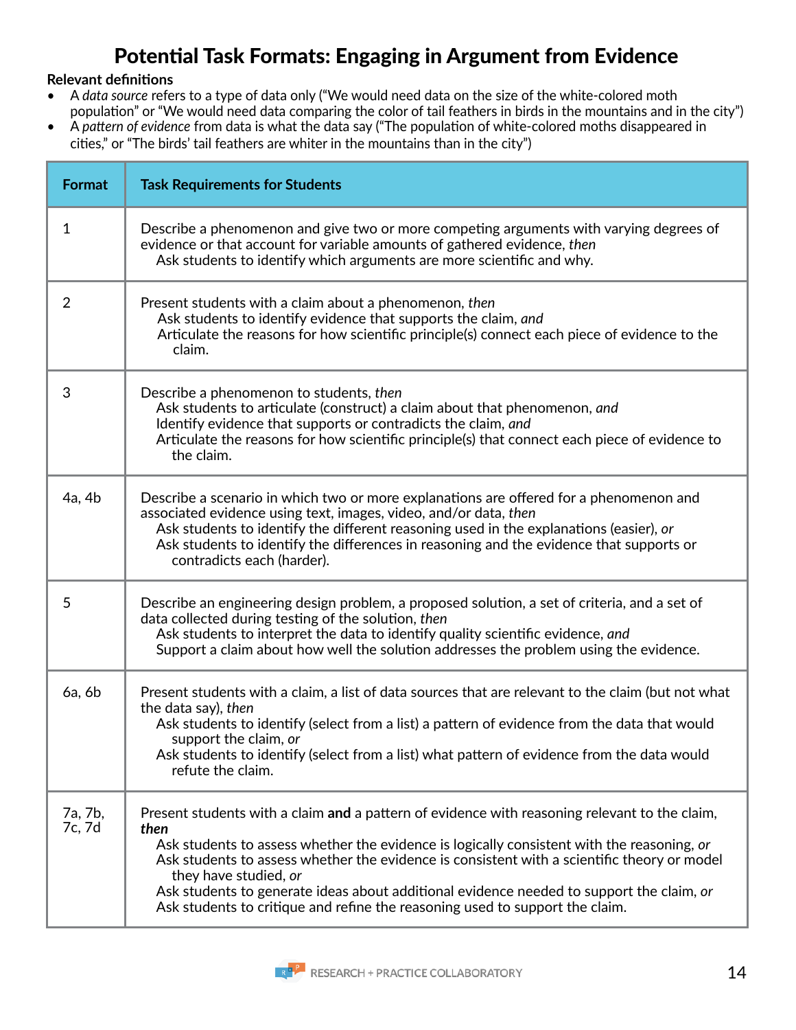# Potential Task Formats: Engaging in Argument from Evidence

**Relevant definitions**

- A *data source* refers to a type of data only ("We would need data on the size of the white-colored moth population" or "We would need data comparing the color of tail feathers in birds in the mountains and in the city")
- A *pattern of evidence* from data is what the data say ("The population of white-colored moths disappeared in cities," or "The birds' tail feathers are whiter in the mountains than in the city")

| Format | Task Requirements for Students |
| --- | --- |
| 1 | Describe a phenomenon and give two or more competing arguments with varying degrees of evidence or that account for variable amounts of gathered evidence, *then*<br>Ask students to identify which arguments are more scientific and why. |
| 2 | Present students with a claim about a phenomenon, *then*<br>Ask students to identify evidence that supports the claim, *and*<br>Articulate the reasons for how scientific principle(s) connect each piece of evidence to the claim. |
| 3 | Describe a phenomenon to students, *then*<br>Ask students to articulate (construct) a claim about that phenomenon, *and*<br>Identify evidence that supports or contradicts the claim, *and*<br>Articulate the reasons for how scientific principle(s) that connect each piece of evidence to the claim. |
| 4a, 4b | Describe a scenario in which two or more explanations are offered for a phenomenon and associated evidence using text, images, video, and/or data, *then*<br>Ask students to identify the different reasoning used in the explanations (easier), *or*<br>Ask students to identify the differences in reasoning and the evidence that supports or contradicts each (harder). |
| 5 | Describe an engineering design problem, a proposed solution, a set of criteria, and a set of data collected during testing of the solution, *then*<br>Ask students to interpret the data to identify quality scientific evidence, *and*<br>Support a claim about how well the solution addresses the problem using the evidence. |
| 6a, 6b | Present students with a claim, a list of data sources that are relevant to the claim (but not what the data say), *then*<br>Ask students to identify (select from a list) a pattern of evidence from the data that would support the claim, *or*<br>Ask students to identify (select from a list) what pattern of evidence from the data would refute the claim. |
| 7a, 7b, 7c, 7d | Present students with a claim **and** a pattern of evidence with reasoning relevant to the claim, ***then***<br>Ask students to assess whether the evidence is logically consistent with the reasoning, *or*<br>Ask students to assess whether the evidence is consistent with a scientific theory or model they have studied, *or*<br>Ask students to generate ideas about additional evidence needed to support the claim, *or*<br>Ask students to critique and refine the reasoning used to support the claim. |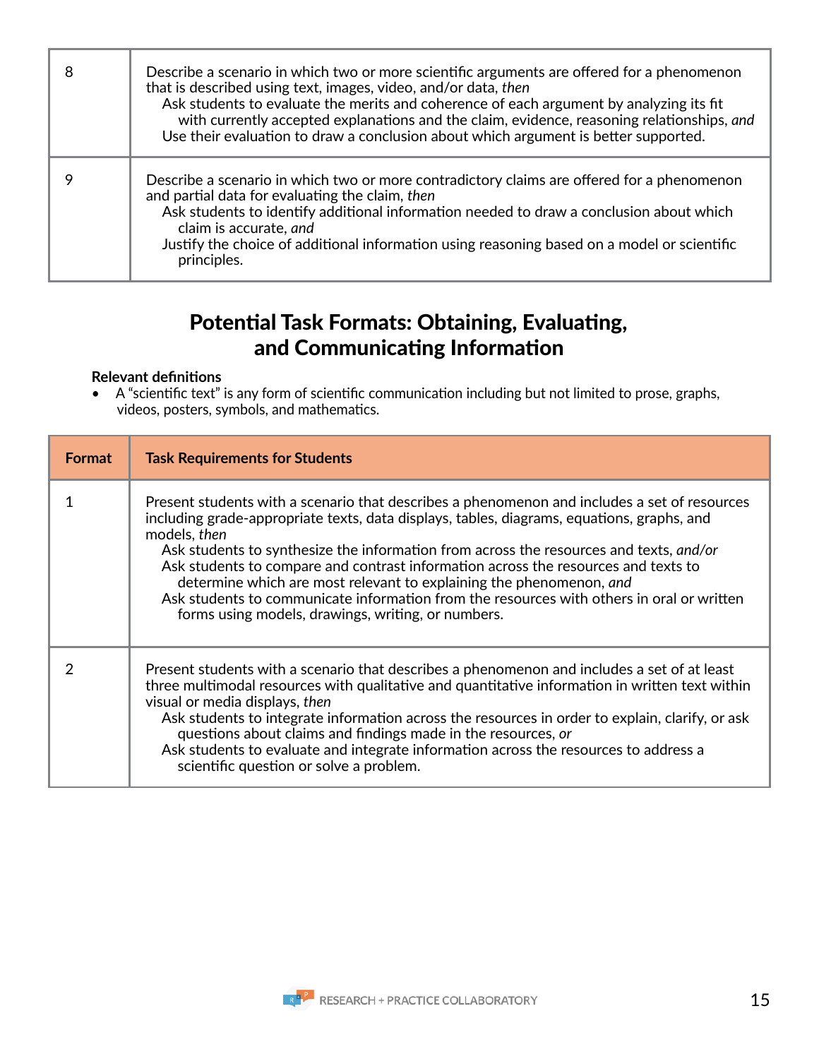| | |
|---|---|
| 8 | Describe a scenario in which two or more scientific arguments are offered for a phenomenon that is described using text, images, video, and/or data, *then*<br>Ask students to evaluate the merits and coherence of each argument by analyzing its fit with currently accepted explanations and the claim, evidence, reasoning relationships, *and*<br>Use their evaluation to draw a conclusion about which argument is better supported. |
| 9 | Describe a scenario in which two or more contradictory claims are offered for a phenomenon and partial data for evaluating the claim, *then*<br>Ask students to identify additional information needed to draw a conclusion about which claim is accurate, *and*<br>Justify the choice of additional information using reasoning based on a model or scientific principles. |

## Potential Task Formats: Obtaining, Evaluating, and Communicating Information

**Relevant definitions**

- A "scientific text" is any form of scientific communication including but not limited to prose, graphs, videos, posters, symbols, and mathematics.

| Format | Task Requirements for Students |
|---|---|
| 1 | Present students with a scenario that describes a phenomenon and includes a set of resources including grade-appropriate texts, data displays, tables, diagrams, equations, graphs, and models, *then*<br>Ask students to synthesize the information from across the resources and texts, *and/or*<br>Ask students to compare and contrast information across the resources and texts to determine which are most relevant to explaining the phenomenon, *and*<br>Ask students to communicate information from the resources with others in oral or written forms using models, drawings, writing, or numbers. |
| 2 | Present students with a scenario that describes a phenomenon and includes a set of at least three multimodal resources with qualitative and quantitative information in written text within visual or media displays, *then*<br>Ask students to integrate information across the resources in order to explain, clarify, or ask questions about claims and findings made in the resources, *or*<br>Ask students to evaluate and integrate information across the resources to address a scientific question or solve a problem. |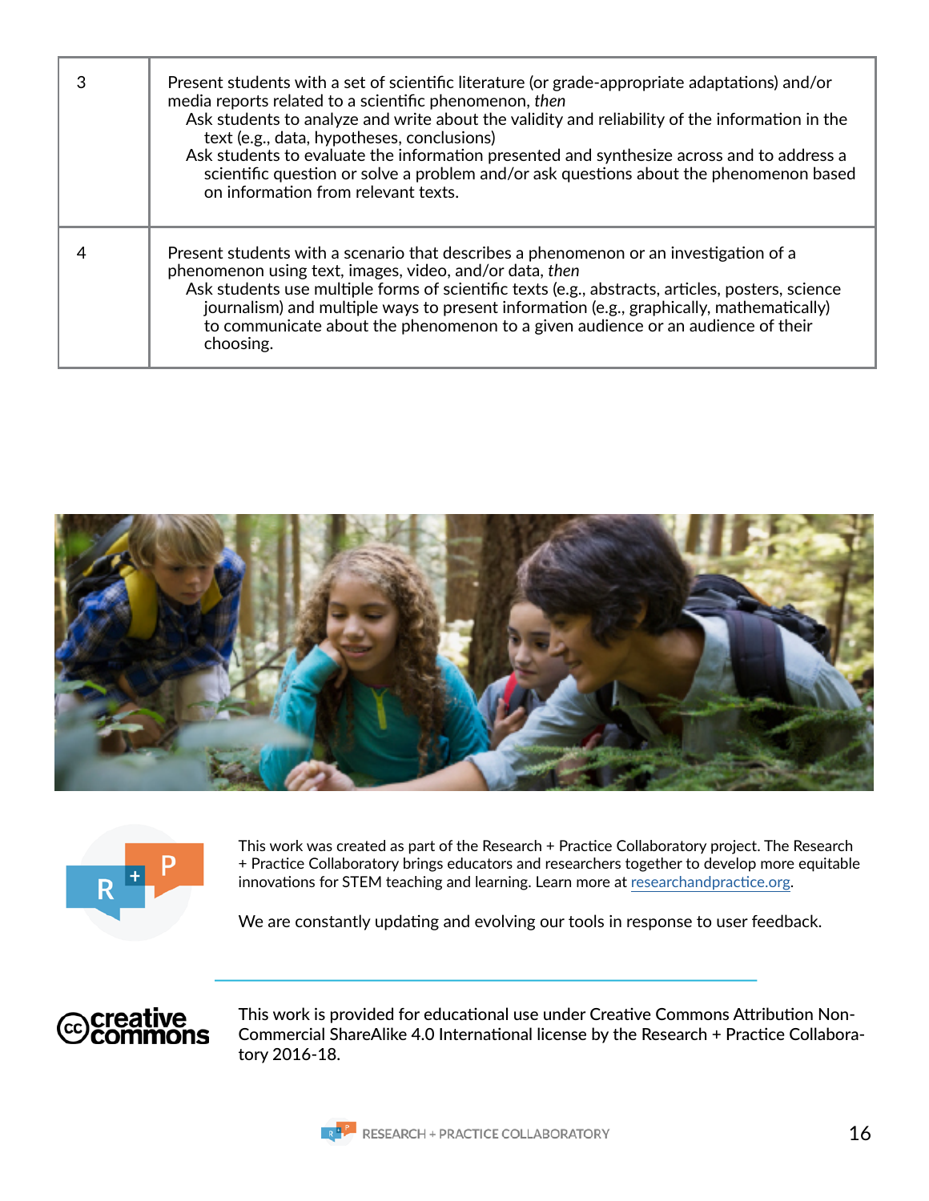| | |
|---|---|
| 3 | Present students with a set of scientific literature (or grade-appropriate adaptations) and/or media reports related to a scientific phenomenon, *then*<br>Ask students to analyze and write about the validity and reliability of the information in the text (e.g., data, hypotheses, conclusions)<br>Ask students to evaluate the information presented and synthesize across and to address a scientific question or solve a problem and/or ask questions about the phenomenon based on information from relevant texts. |
| 4 | Present students with a scenario that describes a phenomenon or an investigation of a phenomenon using text, images, video, and/or data, *then*<br>Ask students use multiple forms of scientific texts (e.g., abstracts, articles, posters, science journalism) and multiple ways to present information (e.g., graphically, mathematically) to communicate about the phenomenon to a given audience or an audience of their choosing. |

This work was created as part of the Research + Practice Collaboratory project. The Research + Practice Collaboratory brings educators and researchers together to develop more equitable innovations for STEM teaching and learning. Learn more at researchandpractice.org.

We are constantly updating and evolving our tools in response to user feedback.

This work is provided for educational use under Creative Commons Attribution Non-Commercial ShareAlike 4.0 International license by the Research + Practice Collaboratory 2016-18.